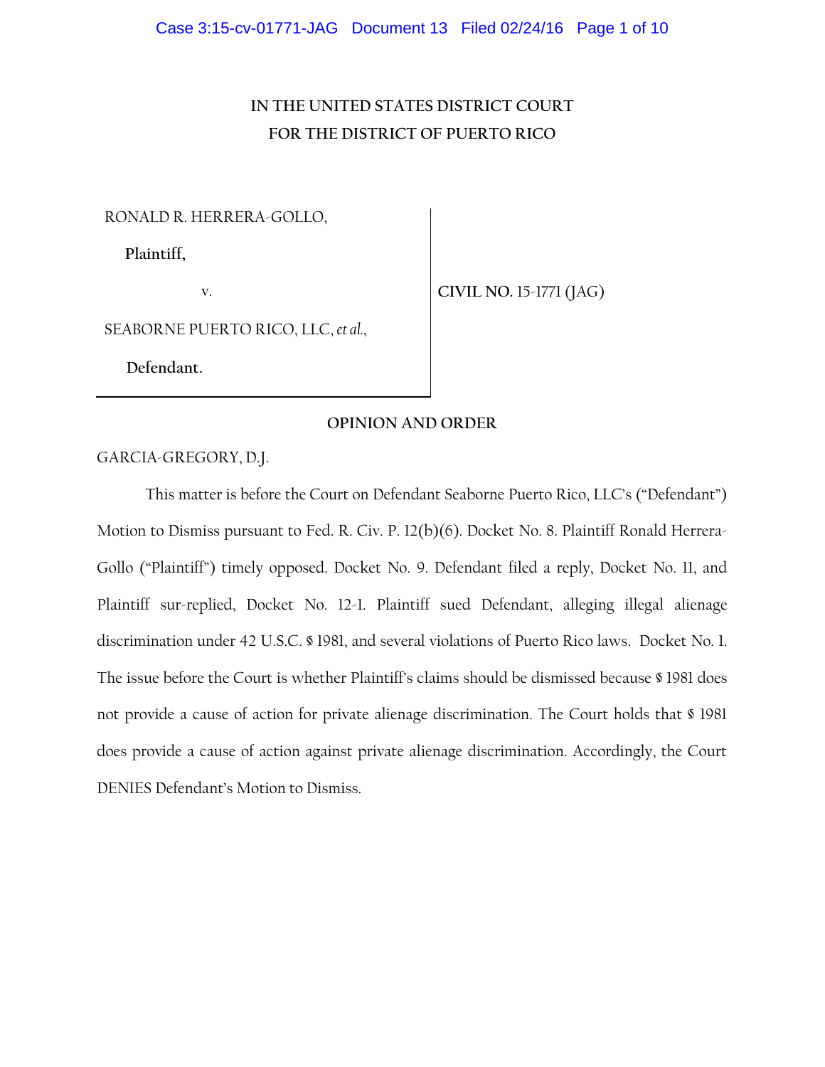IN THE UNITED STATES DISTRICT COURT
FOR THE DISTRICT OF PUERTO RICO

RONALD R. HERRERA-GOLLO,

**Plaintiff,**

v.

SEABORNE PUERTO RICO, LLC, *et al.*,

**Defendant.**

**CIVIL NO.** 15-1771 (JAG)

**OPINION AND ORDER**

GARCIA-GREGORY, D.J.

This matter is before the Court on Defendant Seaborne Puerto Rico, LLC's ("Defendant") Motion to Dismiss pursuant to Fed. R. Civ. P. 12(b)(6). Docket No. 8. Plaintiff Ronald Herrera-Gollo ("Plaintiff") timely opposed. Docket No. 9. Defendant filed a reply, Docket No. 11, and Plaintiff sur-replied, Docket No. 12-1. Plaintiff sued Defendant, alleging illegal alienage discrimination under 42 U.S.C. § 1981, and several violations of Puerto Rico laws. Docket No. 1. The issue before the Court is whether Plaintiff's claims should be dismissed because § 1981 does not provide a cause of action for private alienage discrimination. The Court holds that § 1981 does provide a cause of action against private alienage discrimination. Accordingly, the Court DENIES Defendant's Motion to Dismiss.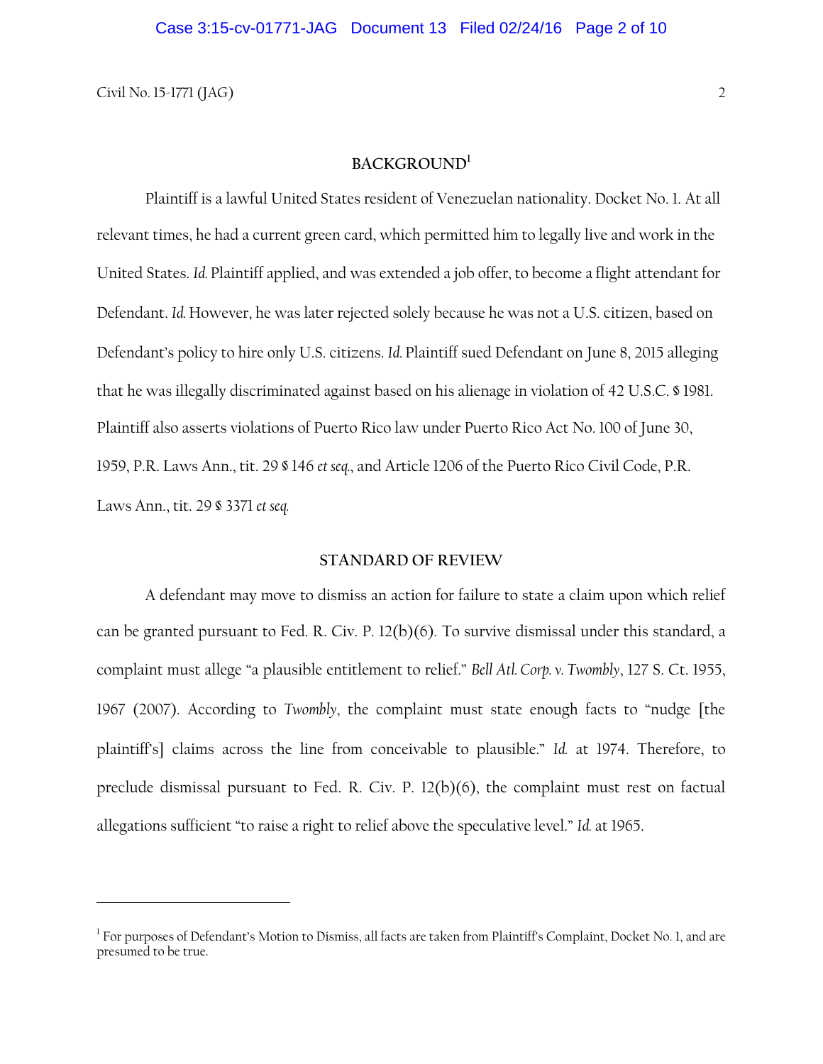## BACKGROUND[1]

Plaintiff is a lawful United States resident of Venezuelan nationality. Docket No. 1. At all relevant times, he had a current green card, which permitted him to legally live and work in the United States. *Id.* Plaintiff applied, and was extended a job offer, to become a flight attendant for Defendant. *Id.* However, he was later rejected solely because he was not a U.S. citizen, based on Defendant's policy to hire only U.S. citizens. *Id.* Plaintiff sued Defendant on June 8, 2015 alleging that he was illegally discriminated against based on his alienage in violation of 42 U.S.C. § 1981. Plaintiff also asserts violations of Puerto Rico law under Puerto Rico Act No. 100 of June 30, 1959, P.R. Laws Ann., tit. 29 § 146 *et seq.*, and Article 1206 of the Puerto Rico Civil Code, P.R. Laws Ann., tit. 29 § 3371 *et seq.*

## STANDARD OF REVIEW

A defendant may move to dismiss an action for failure to state a claim upon which relief can be granted pursuant to Fed. R. Civ. P. 12(b)(6). To survive dismissal under this standard, a complaint must allege "a plausible entitlement to relief." *Bell Atl. Corp. v. Twombly*, 127 S. Ct. 1955, 1967 (2007). According to *Twombly*, the complaint must state enough facts to "nudge [the plaintiff's] claims across the line from conceivable to plausible." *Id.* at 1974. Therefore, to preclude dismissal pursuant to Fed. R. Civ. P. 12(b)(6), the complaint must rest on factual allegations sufficient "to raise a right to relief above the speculative level." *Id.* at 1965.

---

[1] For purposes of Defendant's Motion to Dismiss, all facts are taken from Plaintiff's Complaint, Docket No. 1, and are presumed to be true.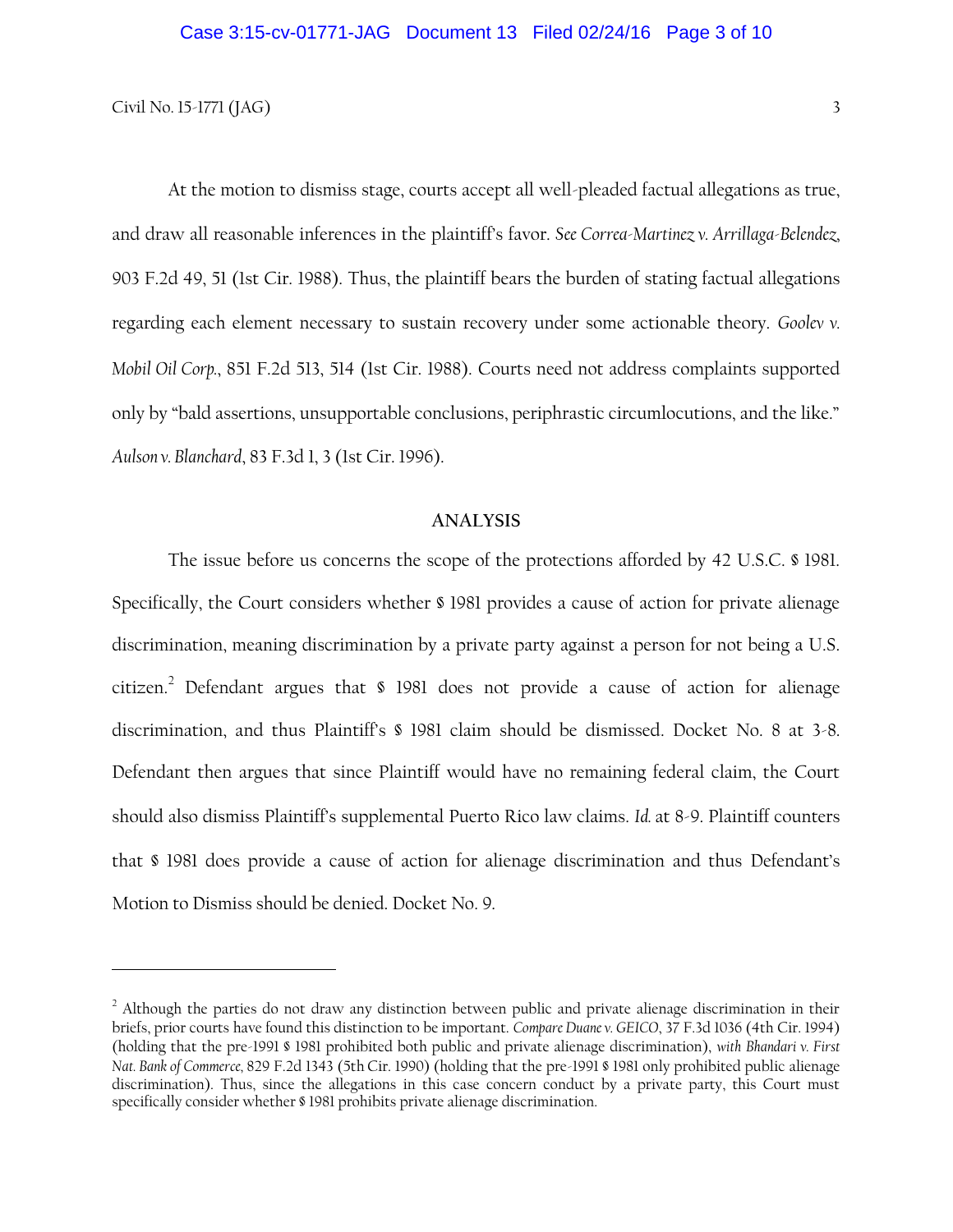At the motion to dismiss stage, courts accept all well-pleaded factual allegations as true, and draw all reasonable inferences in the plaintiff's favor. *See Correa-Martinez v. Arrillaga-Belendez*, 903 F.2d 49, 51 (1st Cir. 1988). Thus, the plaintiff bears the burden of stating factual allegations regarding each element necessary to sustain recovery under some actionable theory. *Goolev v. Mobil Oil Corp.*, 851 F.2d 513, 514 (1st Cir. 1988). Courts need not address complaints supported only by "bald assertions, unsupportable conclusions, periphrastic circumlocutions, and the like." *Aulson v. Blanchard*, 83 F.3d 1, 3 (1st Cir. 1996).

## ANALYSIS

The issue before us concerns the scope of the protections afforded by 42 U.S.C. § 1981. Specifically, the Court considers whether § 1981 provides a cause of action for private alienage discrimination, meaning discrimination by a private party against a person for not being a U.S. citizen.[2] Defendant argues that § 1981 does not provide a cause of action for alienage discrimination, and thus Plaintiff's § 1981 claim should be dismissed. Docket No. 8 at 3-8. Defendant then argues that since Plaintiff would have no remaining federal claim, the Court should also dismiss Plaintiff's supplemental Puerto Rico law claims. *Id.* at 8-9. Plaintiff counters that § 1981 does provide a cause of action for alienage discrimination and thus Defendant's Motion to Dismiss should be denied. Docket No. 9.

---

[2] Although the parties do not draw any distinction between public and private alienage discrimination in their briefs, prior courts have found this distinction to be important. *Compare Duane v. GEICO*, 37 F.3d 1036 (4th Cir. 1994) (holding that the pre-1991 § 1981 prohibited both public and private alienage discrimination), *with Bhandari v. First Nat. Bank of Commerce*, 829 F.2d 1343 (5th Cir. 1990) (holding that the pre-1991 § 1981 only prohibited public alienage discrimination). Thus, since the allegations in this case concern conduct by a private party, this Court must specifically consider whether § 1981 prohibits private alienage discrimination.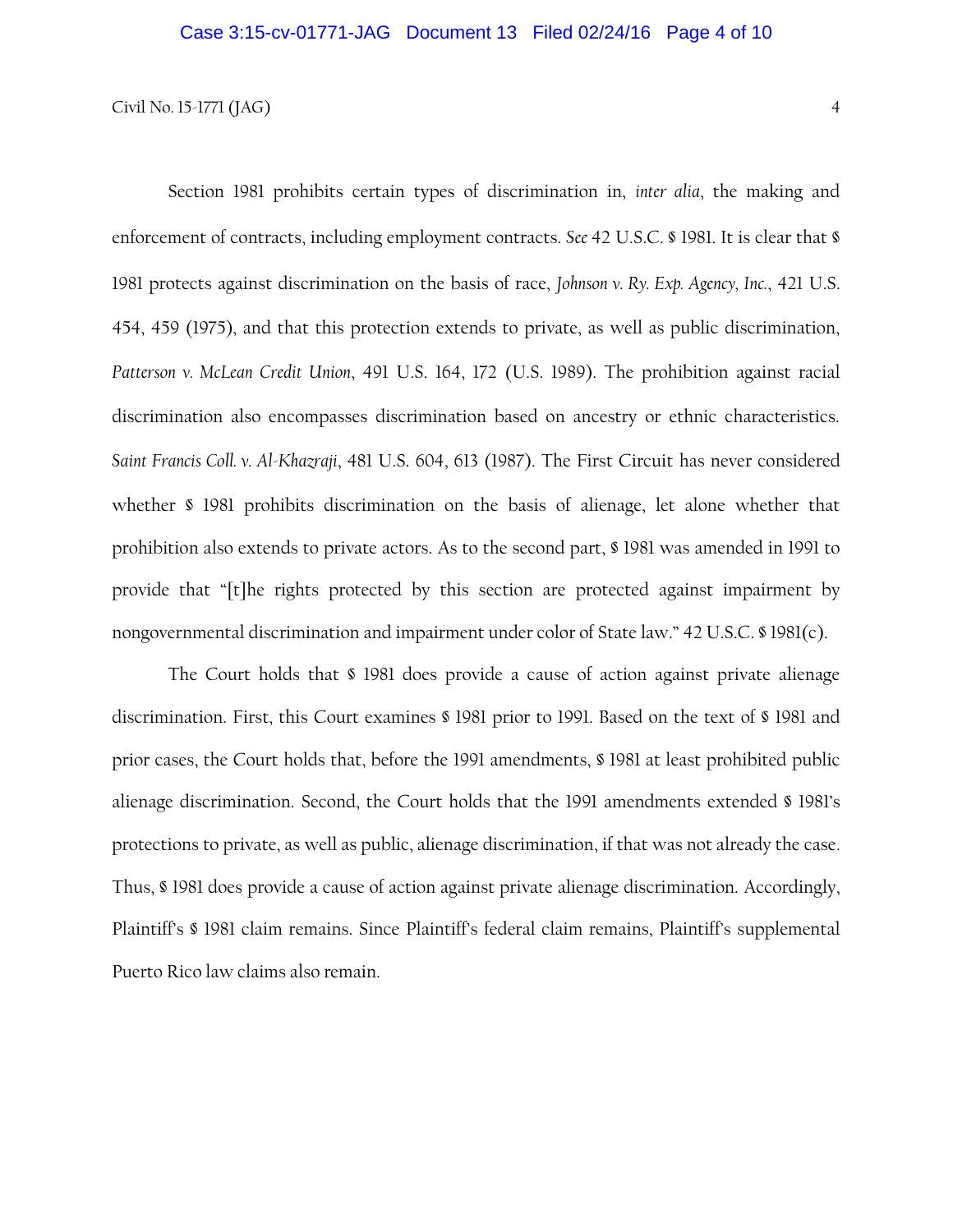Section 1981 prohibits certain types of discrimination in, *inter alia*, the making and enforcement of contracts, including employment contracts. *See* 42 U.S.C. § 1981. It is clear that § 1981 protects against discrimination on the basis of race, *Johnson v. Ry. Exp. Agency, Inc.*, 421 U.S. 454, 459 (1975), and that this protection extends to private, as well as public discrimination, *Patterson v. McLean Credit Union*, 491 U.S. 164, 172 (U.S. 1989). The prohibition against racial discrimination also encompasses discrimination based on ancestry or ethnic characteristics. *Saint Francis Coll. v. Al-Khazraji*, 481 U.S. 604, 613 (1987). The First Circuit has never considered whether § 1981 prohibits discrimination on the basis of alienage, let alone whether that prohibition also extends to private actors. As to the second part, § 1981 was amended in 1991 to provide that "[t]he rights protected by this section are protected against impairment by nongovernmental discrimination and impairment under color of State law." 42 U.S.C. § 1981(c).

The Court holds that § 1981 does provide a cause of action against private alienage discrimination. First, this Court examines § 1981 prior to 1991. Based on the text of § 1981 and prior cases, the Court holds that, before the 1991 amendments, § 1981 at least prohibited public alienage discrimination. Second, the Court holds that the 1991 amendments extended § 1981's protections to private, as well as public, alienage discrimination, if that was not already the case. Thus, § 1981 does provide a cause of action against private alienage discrimination. Accordingly, Plaintiff's § 1981 claim remains. Since Plaintiff's federal claim remains, Plaintiff's supplemental Puerto Rico law claims also remain.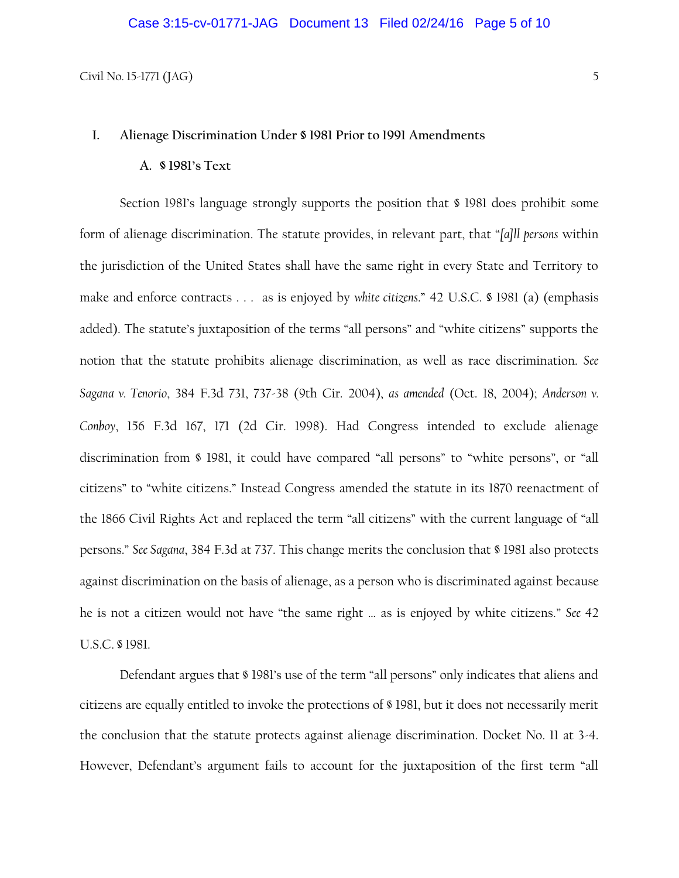## I. Alienage Discrimination Under § 1981 Prior to 1991 Amendments

### A. § 1981's Text

Section 1981's language strongly supports the position that § 1981 does prohibit some form of alienage discrimination. The statute provides, in relevant part, that "*[a]ll persons* within the jurisdiction of the United States shall have the same right in every State and Territory to make and enforce contracts . . . as is enjoyed by *white citizens*." 42 U.S.C. § 1981 (a) (emphasis added). The statute's juxtaposition of the terms "all persons" and "white citizens" supports the notion that the statute prohibits alienage discrimination, as well as race discrimination. *See Sagana v. Tenorio*, 384 F.3d 731, 737-38 (9th Cir. 2004), *as amended* (Oct. 18, 2004); *Anderson v. Conboy*, 156 F.3d 167, 171 (2d Cir. 1998). Had Congress intended to exclude alienage discrimination from § 1981, it could have compared "all persons" to "white persons", or "all citizens" to "white citizens." Instead Congress amended the statute in its 1870 reenactment of the 1866 Civil Rights Act and replaced the term "all citizens" with the current language of "all persons." *See Sagana*, 384 F.3d at 737. This change merits the conclusion that § 1981 also protects against discrimination on the basis of alienage, as a person who is discriminated against because he is not a citizen would not have "the same right … as is enjoyed by white citizens." *See* 42 U.S.C. § 1981.

Defendant argues that § 1981's use of the term "all persons" only indicates that aliens and citizens are equally entitled to invoke the protections of § 1981, but it does not necessarily merit the conclusion that the statute protects against alienage discrimination. Docket No. 11 at 3-4. However, Defendant's argument fails to account for the juxtaposition of the first term "all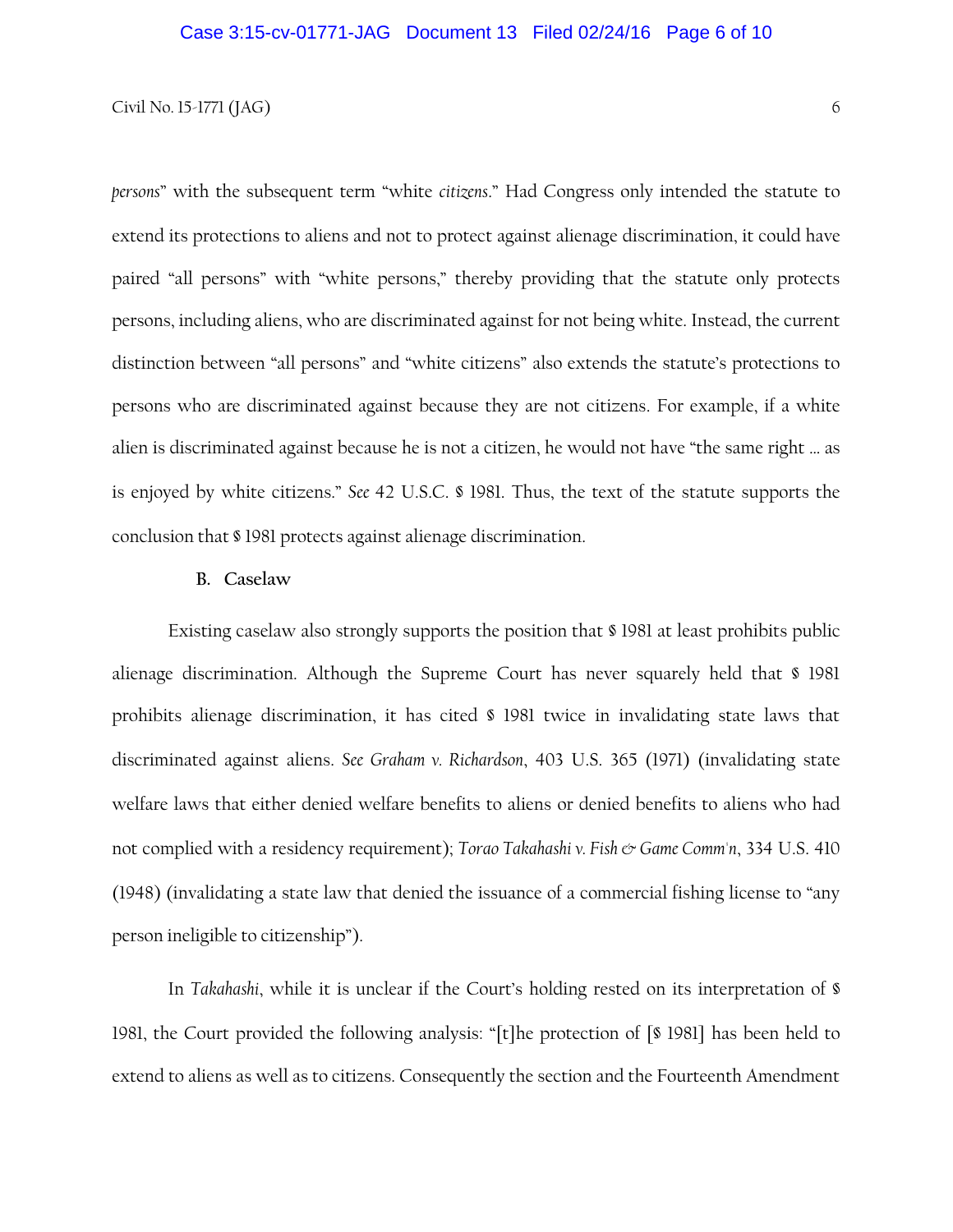*persons*" with the subsequent term "white *citizens*." Had Congress only intended the statute to extend its protections to aliens and not to protect against alienage discrimination, it could have paired "all persons" with "white persons," thereby providing that the statute only protects persons, including aliens, who are discriminated against for not being white. Instead, the current distinction between "all persons" and "white citizens" also extends the statute's protections to persons who are discriminated against because they are not citizens. For example, if a white alien is discriminated against because he is not a citizen, he would not have "the same right ... as is enjoyed by white citizens." *See* 42 U.S.C. § 1981. Thus, the text of the statute supports the conclusion that § 1981 protects against alienage discrimination.

### B. Caselaw

Existing caselaw also strongly supports the position that § 1981 at least prohibits public alienage discrimination. Although the Supreme Court has never squarely held that § 1981 prohibits alienage discrimination, it has cited § 1981 twice in invalidating state laws that discriminated against aliens. *See Graham v. Richardson*, 403 U.S. 365 (1971) (invalidating state welfare laws that either denied welfare benefits to aliens or denied benefits to aliens who had not complied with a residency requirement); *Torao Takahashi v. Fish & Game Comm'n*, 334 U.S. 410 (1948) (invalidating a state law that denied the issuance of a commercial fishing license to "any person ineligible to citizenship").

In *Takahashi*, while it is unclear if the Court's holding rested on its interpretation of § 1981, the Court provided the following analysis: "[t]he protection of [§ 1981] has been held to extend to aliens as well as to citizens. Consequently the section and the Fourteenth Amendment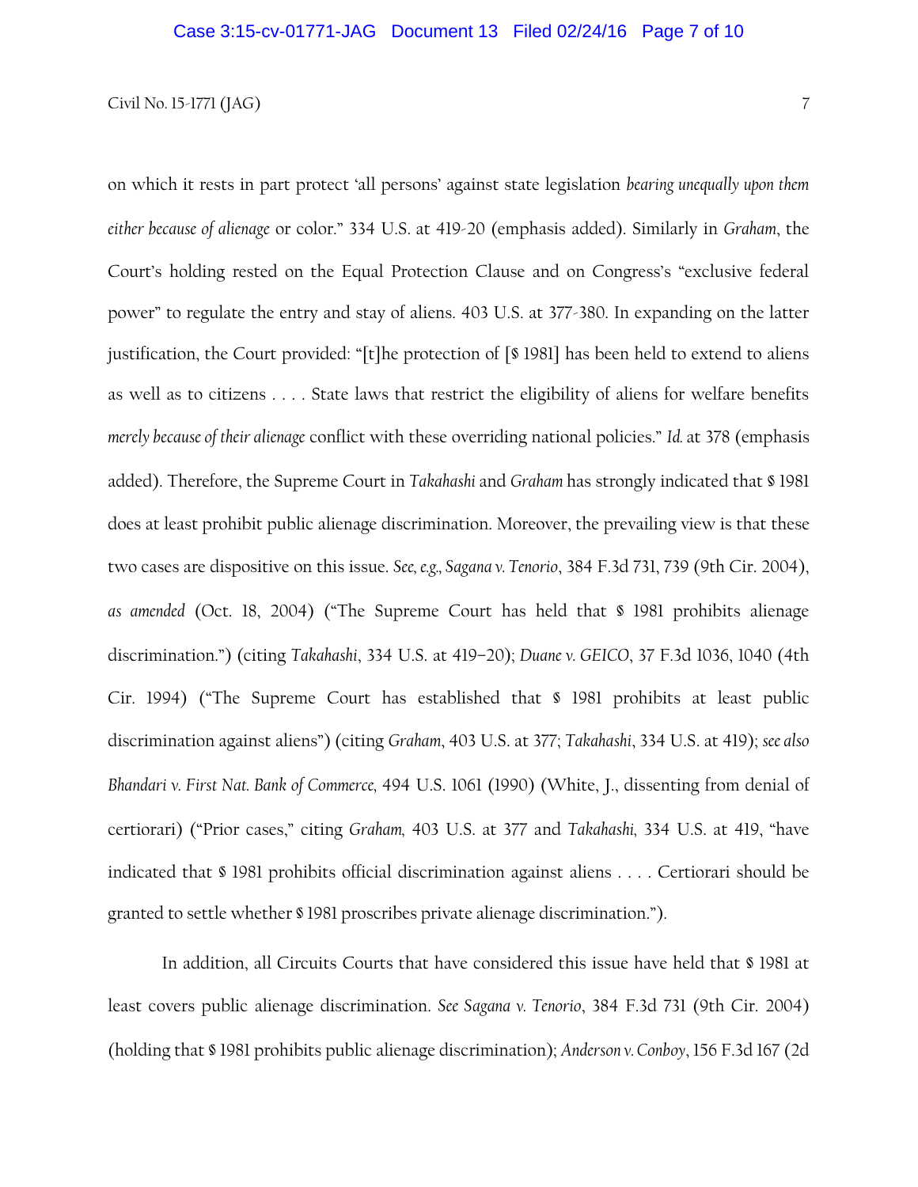on which it rests in part protect 'all persons' against state legislation *bearing unequally upon them either because of alienage* or color." 334 U.S. at 419-20 (emphasis added). Similarly in *Graham*, the Court's holding rested on the Equal Protection Clause and on Congress's "exclusive federal power" to regulate the entry and stay of aliens. 403 U.S. at 377-380. In expanding on the latter justification, the Court provided: "[t]he protection of [§ 1981] has been held to extend to aliens as well as to citizens . . . . State laws that restrict the eligibility of aliens for welfare benefits *merely because of their alienage* conflict with these overriding national policies." *Id.* at 378 (emphasis added). Therefore, the Supreme Court in *Takahashi* and *Graham* has strongly indicated that § 1981 does at least prohibit public alienage discrimination. Moreover, the prevailing view is that these two cases are dispositive on this issue. *See, e.g., Sagana v. Tenorio*, 384 F.3d 731, 739 (9th Cir. 2004), *as amended* (Oct. 18, 2004) ("The Supreme Court has held that § 1981 prohibits alienage discrimination.") (citing *Takahashi*, 334 U.S. at 419–20); *Duane v. GEICO*, 37 F.3d 1036, 1040 (4th Cir. 1994) ("The Supreme Court has established that § 1981 prohibits at least public discrimination against aliens") (citing *Graham*, 403 U.S. at 377; *Takahashi*, 334 U.S. at 419); *see also Bhandari v. First Nat. Bank of Commerce*, 494 U.S. 1061 (1990) (White, J., dissenting from denial of certiorari) ("Prior cases," citing *Graham*, 403 U.S. at 377 and *Takahashi*, 334 U.S. at 419, "have indicated that § 1981 prohibits official discrimination against aliens . . . . Certiorari should be granted to settle whether § 1981 proscribes private alienage discrimination.").

In addition, all Circuits Courts that have considered this issue have held that § 1981 at least covers public alienage discrimination. *See Sagana v. Tenorio*, 384 F.3d 731 (9th Cir. 2004) (holding that § 1981 prohibits public alienage discrimination); *Anderson v. Conboy*, 156 F.3d 167 (2d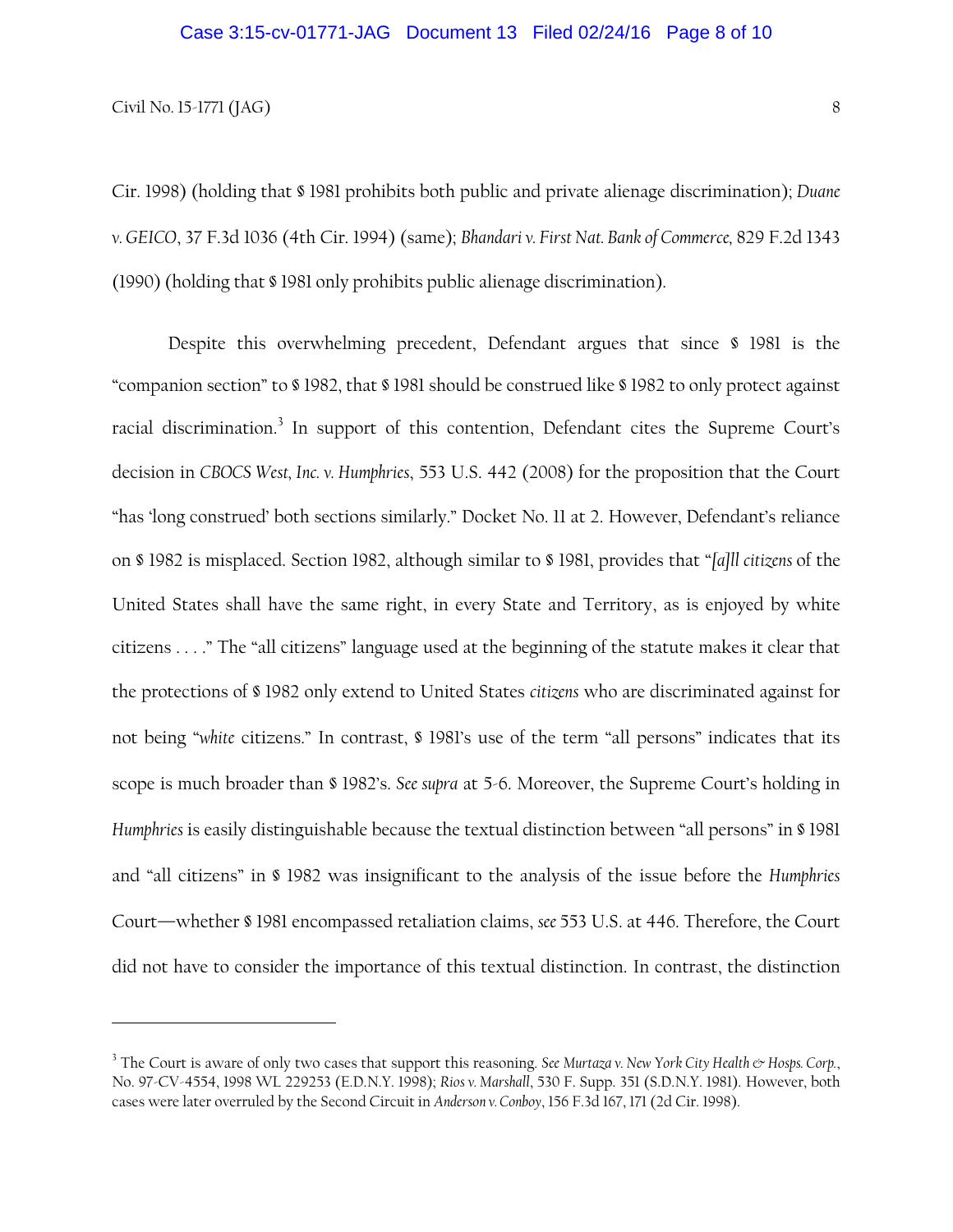Cir. 1998) (holding that § 1981 prohibits both public and private alienage discrimination); *Duane v. GEICO*, 37 F.3d 1036 (4th Cir. 1994) (same); *Bhandari v. First Nat. Bank of Commerce*, 829 F.2d 1343 (1990) (holding that § 1981 only prohibits public alienage discrimination).

Despite this overwhelming precedent, Defendant argues that since § 1981 is the "companion section" to § 1982, that § 1981 should be construed like § 1982 to only protect against racial discrimination.[3] In support of this contention, Defendant cites the Supreme Court's decision in *CBOCS West, Inc. v. Humphries*, 553 U.S. 442 (2008) for the proposition that the Court "has 'long construed' both sections similarly." Docket No. 11 at 2. However, Defendant's reliance on § 1982 is misplaced. Section 1982, although similar to § 1981, provides that "*[a]ll citizens* of the United States shall have the same right, in every State and Territory, as is enjoyed by white citizens . . . ." The "all citizens" language used at the beginning of the statute makes it clear that the protections of § 1982 only extend to United States *citizens* who are discriminated against for not being "*white* citizens." In contrast, § 1981's use of the term "all persons" indicates that its scope is much broader than § 1982's. *See supra* at 5-6. Moreover, the Supreme Court's holding in *Humphries* is easily distinguishable because the textual distinction between "all persons" in § 1981 and "all citizens" in § 1982 was insignificant to the analysis of the issue before the *Humphries* Court—whether § 1981 encompassed retaliation claims, *see* 553 U.S. at 446. Therefore, the Court did not have to consider the importance of this textual distinction. In contrast, the distinction

---

[3] The Court is aware of only two cases that support this reasoning. *See Murtaza v. New York City Health & Hosps. Corp.*, No. 97-CV-4554, 1998 WL 229253 (E.D.N.Y. 1998); *Rios v. Marshall*, 530 F. Supp. 351 (S.D.N.Y. 1981). However, both cases were later overruled by the Second Circuit in *Anderson v. Conboy*, 156 F.3d 167, 171 (2d Cir. 1998).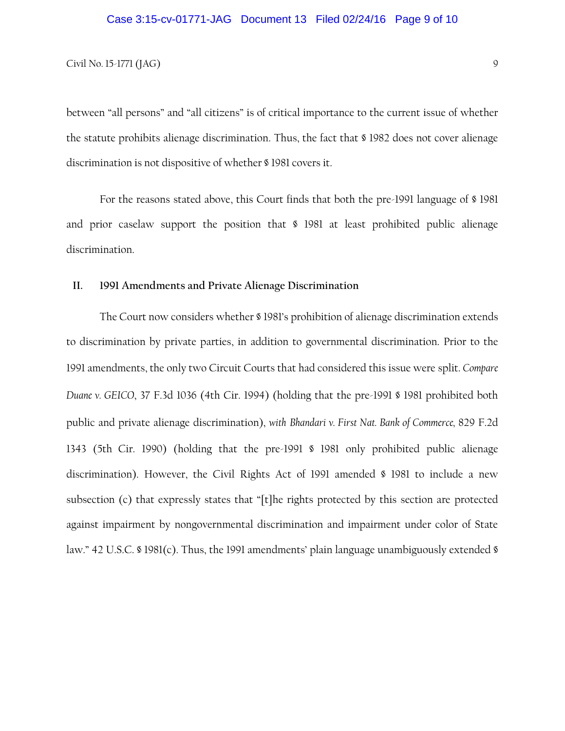between "all persons" and "all citizens" is of critical importance to the current issue of whether the statute prohibits alienage discrimination. Thus, the fact that § 1982 does not cover alienage discrimination is not dispositive of whether § 1981 covers it.

For the reasons stated above, this Court finds that both the pre-1991 language of § 1981 and prior caselaw support the position that § 1981 at least prohibited public alienage discrimination.

## II. 1991 Amendments and Private Alienage Discrimination

The Court now considers whether § 1981's prohibition of alienage discrimination extends to discrimination by private parties, in addition to governmental discrimination. Prior to the 1991 amendments, the only two Circuit Courts that had considered this issue were split. *Compare Duane v. GEICO*, 37 F.3d 1036 (4th Cir. 1994) (holding that the pre-1991 § 1981 prohibited both public and private alienage discrimination), *with Bhandari v. First Nat. Bank of Commerce*, 829 F.2d 1343 (5th Cir. 1990) (holding that the pre-1991 § 1981 only prohibited public alienage discrimination). However, the Civil Rights Act of 1991 amended § 1981 to include a new subsection (c) that expressly states that "[t]he rights protected by this section are protected against impairment by nongovernmental discrimination and impairment under color of State law." 42 U.S.C. § 1981(c). Thus, the 1991 amendments' plain language unambiguously extended §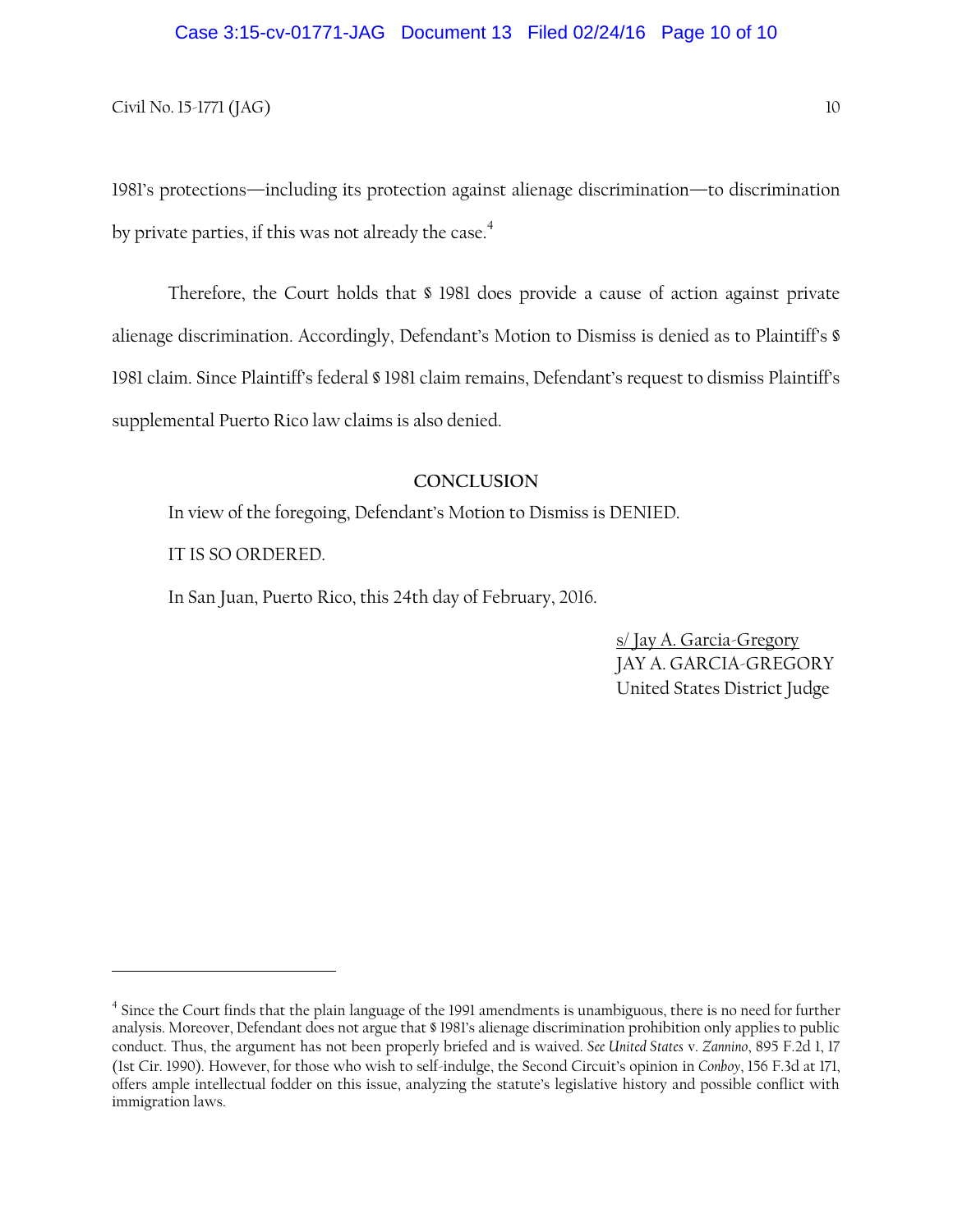1981's protections—including its protection against alienage discrimination—to discrimination by private parties, if this was not already the case.[4]

Therefore, the Court holds that § 1981 does provide a cause of action against private alienage discrimination. Accordingly, Defendant's Motion to Dismiss is denied as to Plaintiff's § 1981 claim. Since Plaintiff's federal § 1981 claim remains, Defendant's request to dismiss Plaintiff's supplemental Puerto Rico law claims is also denied.

**CONCLUSION**

In view of the foregoing, Defendant's Motion to Dismiss is DENIED.

IT IS SO ORDERED.

In San Juan, Puerto Rico, this 24th day of February, 2016.

s/ Jay A. Garcia-Gregory
JAY A. GARCIA-GREGORY
United States District Judge

---

[4] Since the Court finds that the plain language of the 1991 amendments is unambiguous, there is no need for further analysis. Moreover, Defendant does not argue that § 1981's alienage discrimination prohibition only applies to public conduct. Thus, the argument has not been properly briefed and is waived. *See United States* v. *Zannino*, 895 F.2d 1, 17 (1st Cir. 1990). However, for those who wish to self-indulge, the Second Circuit's opinion in *Conboy*, 156 F.3d at 171, offers ample intellectual fodder on this issue, analyzing the statute's legislative history and possible conflict with immigration laws.